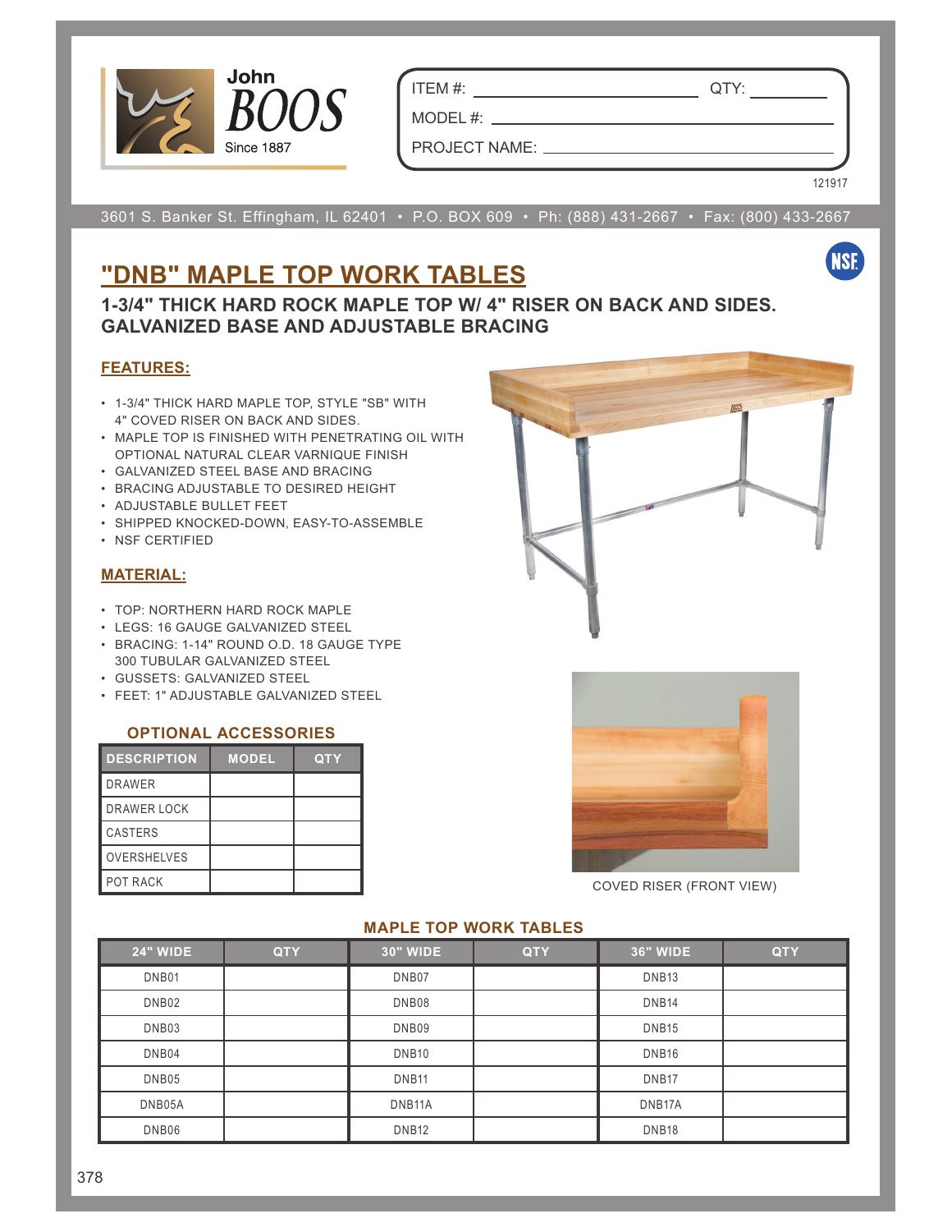John BOOS
Since 1887

ITEM #: ______________________ QTY: __________

MODEL #: ______________________

PROJECT NAME: ______________________

121917

3601 S. Banker St. Effingham, IL 62401 • P.O. BOX 609 • Ph: (888) 431-2667 • Fax: (800) 433-2667

# "DNB" MAPLE TOP WORK TABLES

## 1-3/4" THICK HARD ROCK MAPLE TOP W/ 4" RISER ON BACK AND SIDES. GALVANIZED BASE AND ADJUSTABLE BRACING

### FEATURES:

- 1-3/4" THICK HARD MAPLE TOP, STYLE "SB" WITH 4" COVED RISER ON BACK AND SIDES.
- MAPLE TOP IS FINISHED WITH PENETRATING OIL WITH OPTIONAL NATURAL CLEAR VARNIQUE FINISH
- GALVANIZED STEEL BASE AND BRACING
- BRACING ADJUSTABLE TO DESIRED HEIGHT
- ADJUSTABLE BULLET FEET
- SHIPPED KNOCKED-DOWN, EASY-TO-ASSEMBLE
- NSF CERTIFIED

### MATERIAL:

- TOP: NORTHERN HARD ROCK MAPLE
- LEGS: 16 GAUGE GALVANIZED STEEL
- BRACING: 1-14" ROUND O.D. 18 GAUGE TYPE 300 TUBULAR GALVANIZED STEEL
- GUSSETS: GALVANIZED STEEL
- FEET: 1" ADJUSTABLE GALVANIZED STEEL

### OPTIONAL ACCESSORIES

| DESCRIPTION | MODEL | QTY |
|---|---|---|
| DRAWER | | |
| DRAWER LOCK | | |
| CASTERS | | |
| OVERSHELVES | | |
| POT RACK | | |

COVED RISER (FRONT VIEW)

### MAPLE TOP WORK TABLES

| 24" WIDE | QTY | 30" WIDE | QTY | 36" WIDE | QTY |
|---|---|---|---|---|---|
| DNB01 | | DNB07 | | DNB13 | |
| DNB02 | | DNB08 | | DNB14 | |
| DNB03 | | DNB09 | | DNB15 | |
| DNB04 | | DNB10 | | DNB16 | |
| DNB05 | | DNB11 | | DNB17 | |
| DNB05A | | DNB11A | | DNB17A | |
| DNB06 | | DNB12 | | DNB18 | |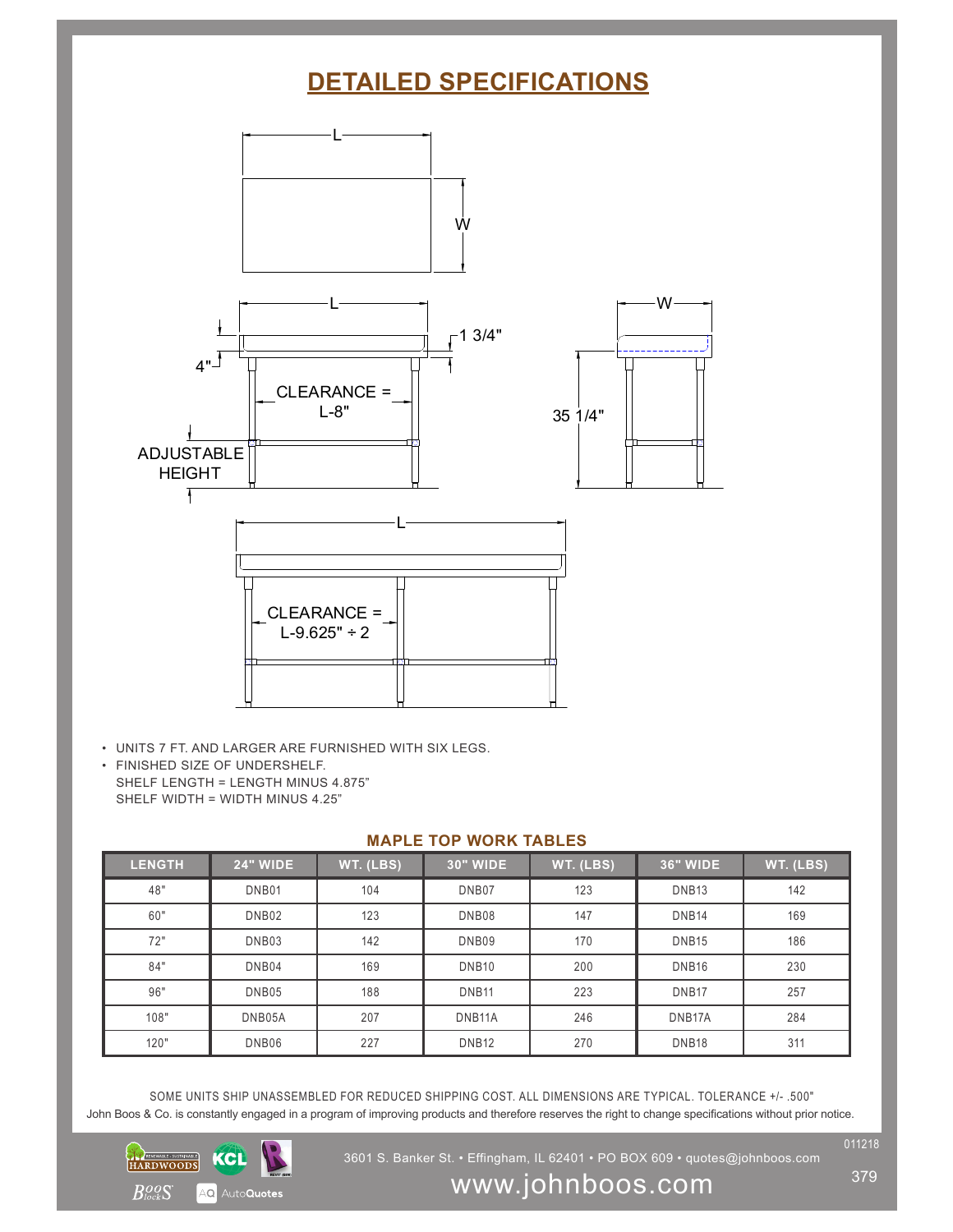# DETAILED SPECIFICATIONS

L
W
L
1 3/4"
4"
CLEARANCE = L-8"
ADJUSTABLE HEIGHT
W
35 1/4"
L
CLEARANCE = L-9.625" ÷ 2

- UNITS 7 FT. AND LARGER ARE FURNISHED WITH SIX LEGS.
- FINISHED SIZE OF UNDERSHELF.
  SHELF LENGTH = LENGTH MINUS 4.875"
  SHELF WIDTH = WIDTH MINUS 4.25"

## MAPLE TOP WORK TABLES

| LENGTH | 24" WIDE | WT. (LBS) | 30" WIDE | WT. (LBS) | 36" WIDE | WT. (LBS) |
|---|---|---|---|---|---|---|
| 48" | DNB01 | 104 | DNB07 | 123 | DNB13 | 142 |
| 60" | DNB02 | 123 | DNB08 | 147 | DNB14 | 169 |
| 72" | DNB03 | 142 | DNB09 | 170 | DNB15 | 186 |
| 84" | DNB04 | 169 | DNB10 | 200 | DNB16 | 230 |
| 96" | DNB05 | 188 | DNB11 | 223 | DNB17 | 257 |
| 108" | DNB05A | 207 | DNB11A | 246 | DNB17A | 284 |
| 120" | DNB06 | 227 | DNB12 | 270 | DNB18 | 311 |

SOME UNITS SHIP UNASSEMBLED FOR REDUCED SHIPPING COST. ALL DIMENSIONS ARE TYPICAL. TOLERANCE +/- .500"

John Boos & Co. is constantly engaged in a program of improving products and therefore reserves the right to change specifications without prior notice.

3601 S. Banker St. • Effingham, IL 62401 • PO BOX 609 • quotes@johnboos.com

www.johnboos.com

011218